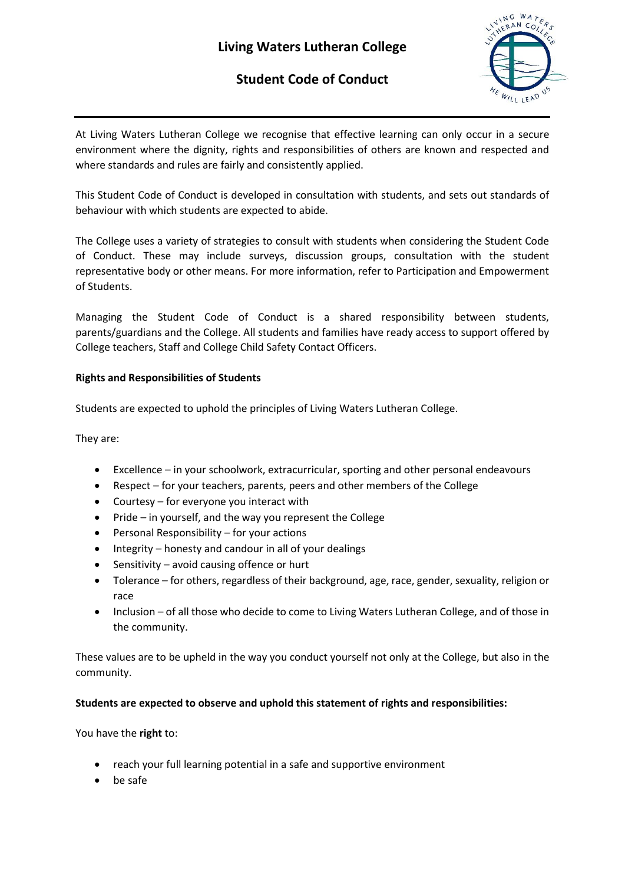# Living Waters Lutheran College

## Student Code of Conduct

At Living Waters Lutheran College we recognise that effective learning can only occur in a secure environment where the dignity, rights and responsibilities of others are known and respected and where standards and rules are fairly and consistently applied.

This Student Code of Conduct is developed in consultation with students, and sets out standards of behaviour with which students are expected to abide.

The College uses a variety of strategies to consult with students when considering the Student Code of Conduct. These may include surveys, discussion groups, consultation with the student representative body or other means. For more information, refer to Participation and Empowerment of Students.

Managing the Student Code of Conduct is a shared responsibility between students, parents/guardians and the College. All students and families have ready access to support offered by College teachers, Staff and College Child Safety Contact Officers.

**Rights and Responsibilities of Students**

Students are expected to uphold the principles of Living Waters Lutheran College.

They are:

- Excellence – in your schoolwork, extracurricular, sporting and other personal endeavours
- Respect – for your teachers, parents, peers and other members of the College
- Courtesy – for everyone you interact with
- Pride – in yourself, and the way you represent the College
- Personal Responsibility – for your actions
- Integrity – honesty and candour in all of your dealings
- Sensitivity – avoid causing offence or hurt
- Tolerance – for others, regardless of their background, age, race, gender, sexuality, religion or race
- Inclusion – of all those who decide to come to Living Waters Lutheran College, and of those in the community.

These values are to be upheld in the way you conduct yourself not only at the College, but also in the community.

**Students are expected to observe and uphold this statement of rights and responsibilities:**

You have the **right** to:

- reach your full learning potential in a safe and supportive environment
- be safe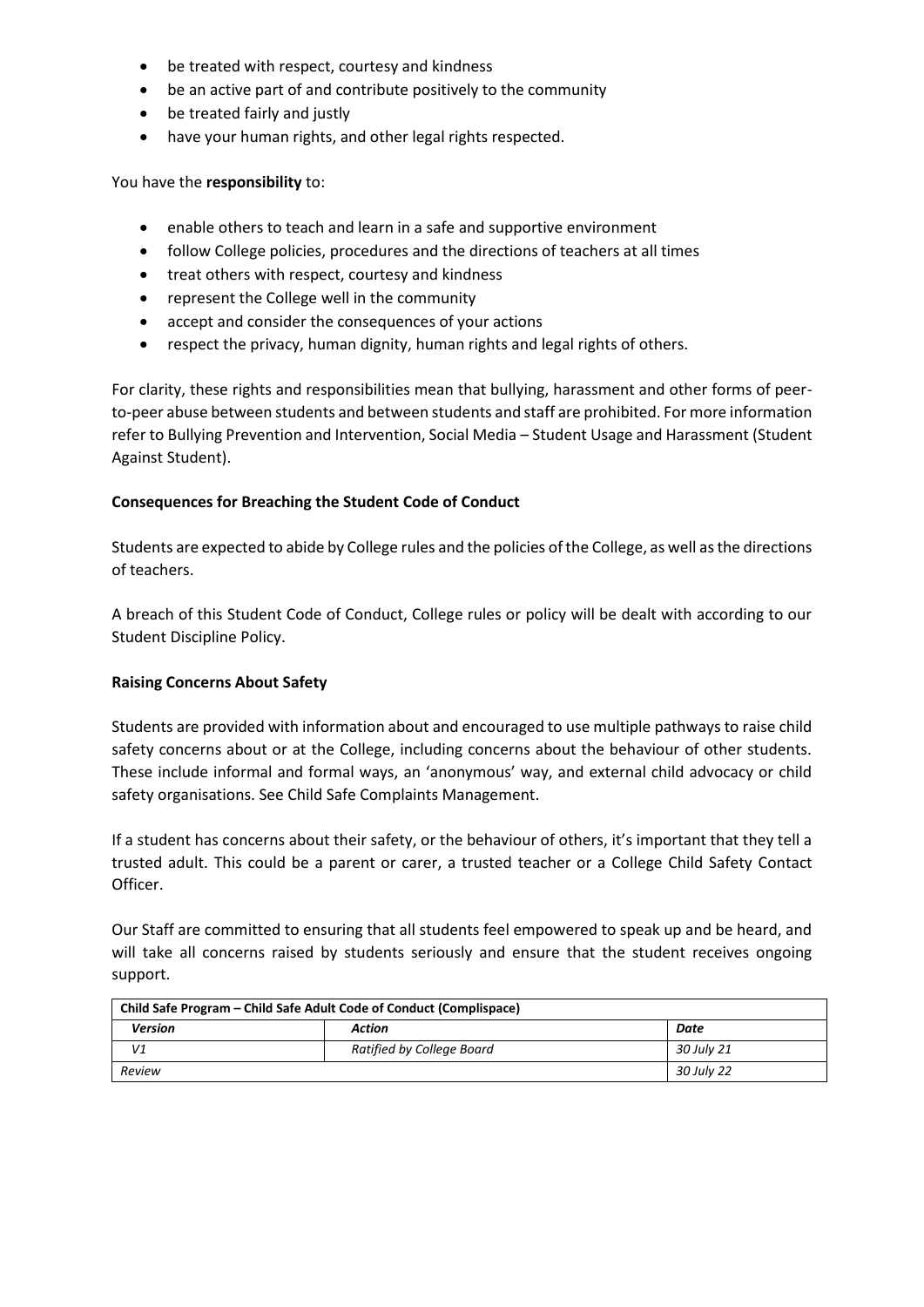- be treated with respect, courtesy and kindness
- be an active part of and contribute positively to the community
- be treated fairly and justly
- have your human rights, and other legal rights respected.

You have the **responsibility** to:

- enable others to teach and learn in a safe and supportive environment
- follow College policies, procedures and the directions of teachers at all times
- treat others with respect, courtesy and kindness
- represent the College well in the community
- accept and consider the consequences of your actions
- respect the privacy, human dignity, human rights and legal rights of others.

For clarity, these rights and responsibilities mean that bullying, harassment and other forms of peer-to-peer abuse between students and between students and staff are prohibited. For more information refer to Bullying Prevention and Intervention, Social Media – Student Usage and Harassment (Student Against Student).

**Consequences for Breaching the Student Code of Conduct**

Students are expected to abide by College rules and the policies of the College, as well as the directions of teachers.

A breach of this Student Code of Conduct, College rules or policy will be dealt with according to our Student Discipline Policy.

**Raising Concerns About Safety**

Students are provided with information about and encouraged to use multiple pathways to raise child safety concerns about or at the College, including concerns about the behaviour of other students. These include informal and formal ways, an 'anonymous' way, and external child advocacy or child safety organisations. See Child Safe Complaints Management.

If a student has concerns about their safety, or the behaviour of others, it's important that they tell a trusted adult. This could be a parent or carer, a trusted teacher or a College Child Safety Contact Officer.

Our Staff are committed to ensuring that all students feel empowered to speak up and be heard, and will take all concerns raised by students seriously and ensure that the student receives ongoing support.

| **Child Safe Program – Child Safe Adult Code of Conduct (Complispace)** | | |
|---|---|---|
| ***Version*** | ***Action*** | ***Date*** |
| *V1* | *Ratified by College Board* | *30 July 21* |
| *Review* | | *30 July 22* |